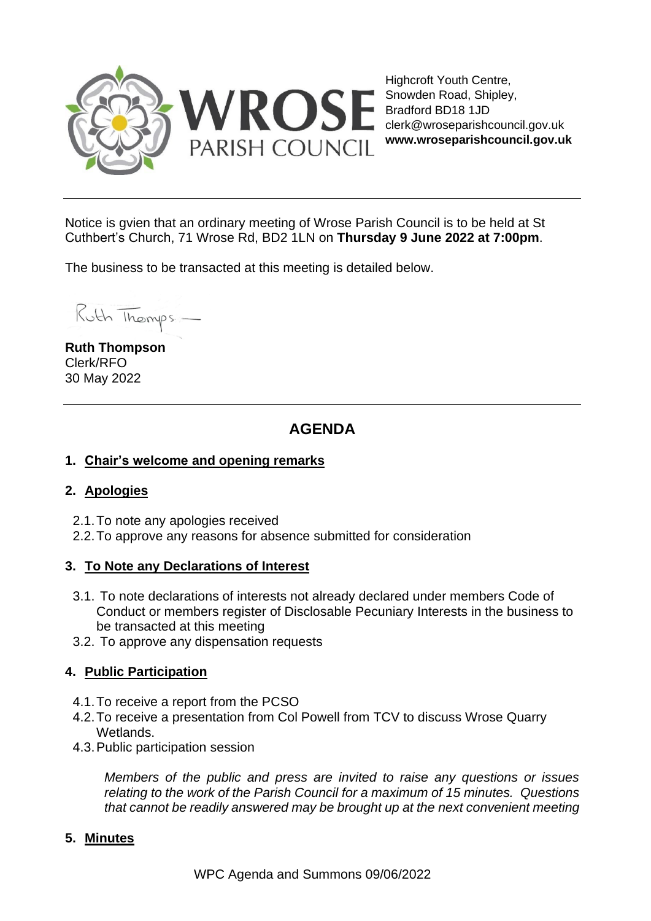# WROSE PARISH COUNCIL

Highcroft Youth Centre,
Snowden Road, Shipley,
Bradford BD18 1JD
clerk@wroseparishcouncil.gov.uk
**www.wroseparishcouncil.gov.uk**

---

Notice is gvien that an ordinary meeting of Wrose Parish Council is to be held at St Cuthbert's Church, 71 Wrose Rd, BD2 1LN on **Thursday 9 June 2022 at 7:00pm**.

The business to be transacted at this meeting is detailed below.

Ruth Thomps

**Ruth Thompson**
Clerk/RFO
30 May 2022

---

## AGENDA

### 1. Chair's welcome and opening remarks

### 2. Apologies

2.1. To note any apologies received
2.2. To approve any reasons for absence submitted for consideration

### 3. To Note any Declarations of Interest

3.1. To note declarations of interests not already declared under members Code of Conduct or members register of Disclosable Pecuniary Interests in the business to be transacted at this meeting
3.2. To approve any dispensation requests

### 4. Public Participation

4.1. To receive a report from the PCSO
4.2. To receive a presentation from Col Powell from TCV to discuss Wrose Quarry Wetlands.
4.3. Public participation session

*Members of the public and press are invited to raise any questions or issues relating to the work of the Parish Council for a maximum of 15 minutes. Questions that cannot be readily answered may be brought up at the next convenient meeting*

### 5. Minutes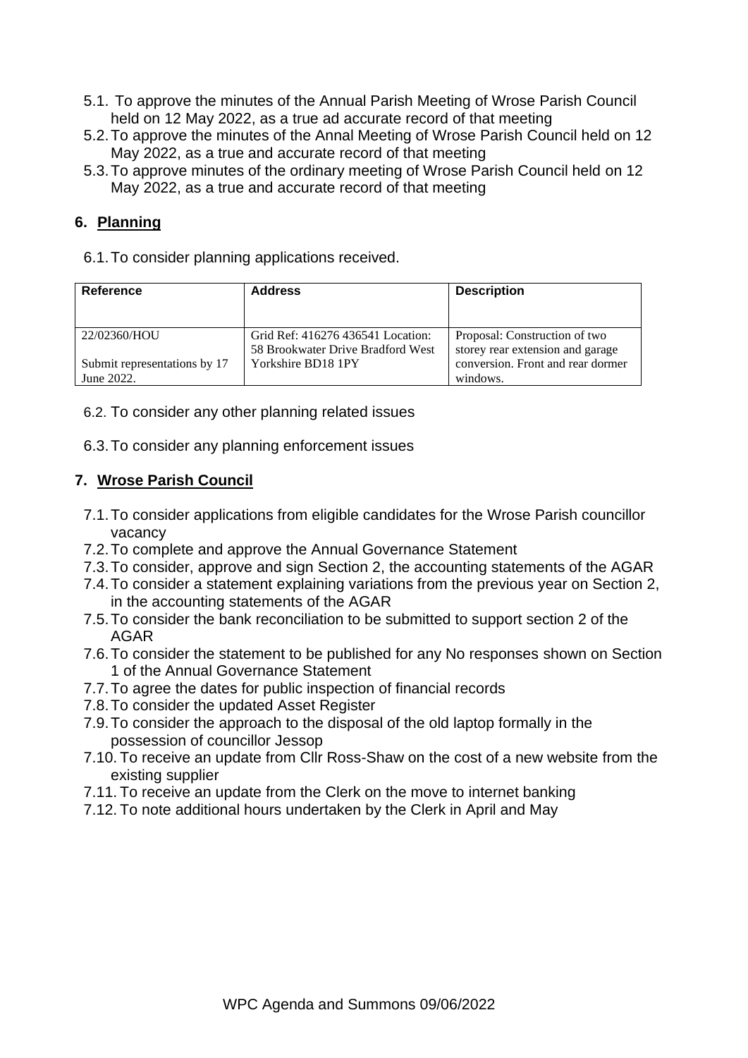5.1. To approve the minutes of the Annual Parish Meeting of Wrose Parish Council held on 12 May 2022, as a true ad accurate record of that meeting

5.2. To approve the minutes of the Annal Meeting of Wrose Parish Council held on 12 May 2022, as a true and accurate record of that meeting

5.3. To approve minutes of the ordinary meeting of Wrose Parish Council held on 12 May 2022, as a true and accurate record of that meeting

## 6. Planning

6.1. To consider planning applications received.

| Reference | Address | Description |
|---|---|---|
| 22/02360/HOU<br><br>Submit representations by 17 June 2022. | Grid Ref: 416276 436541 Location: 58 Brookwater Drive Bradford West Yorkshire BD18 1PY | Proposal: Construction of two storey rear extension and garage conversion. Front and rear dormer windows. |

6.2. To consider any other planning related issues

6.3. To consider any planning enforcement issues

## 7. Wrose Parish Council

7.1. To consider applications from eligible candidates for the Wrose Parish councillor vacancy

7.2. To complete and approve the Annual Governance Statement

7.3. To consider, approve and sign Section 2, the accounting statements of the AGAR

7.4. To consider a statement explaining variations from the previous year on Section 2, in the accounting statements of the AGAR

7.5. To consider the bank reconciliation to be submitted to support section 2 of the AGAR

7.6. To consider the statement to be published for any No responses shown on Section 1 of the Annual Governance Statement

7.7. To agree the dates for public inspection of financial records

7.8. To consider the updated Asset Register

7.9. To consider the approach to the disposal of the old laptop formally in the possession of councillor Jessop

7.10. To receive an update from Cllr Ross-Shaw on the cost of a new website from the existing supplier

7.11. To receive an update from the Clerk on the move to internet banking

7.12. To note additional hours undertaken by the Clerk in April and May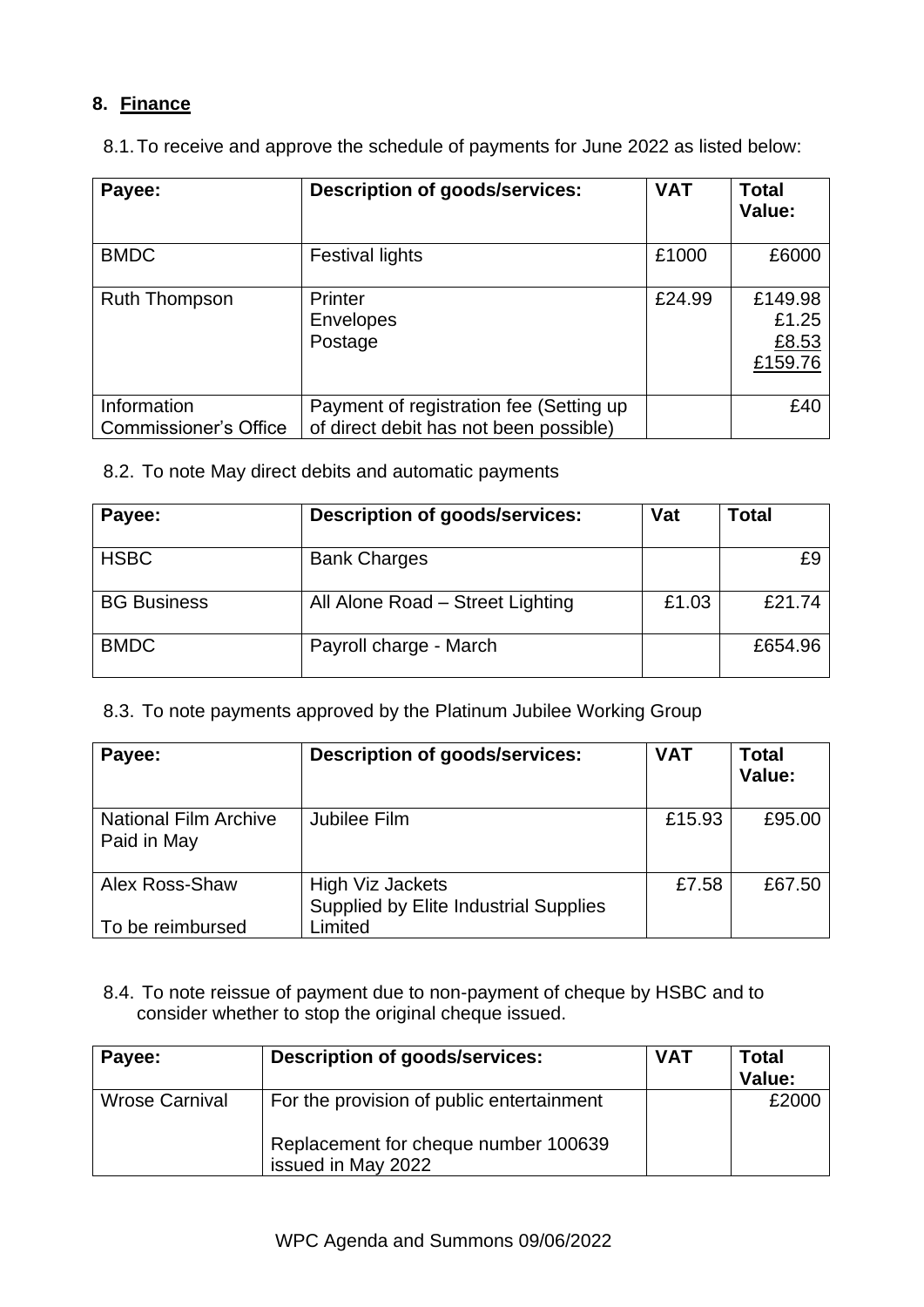## 8. Finance

8.1. To receive and approve the schedule of payments for June 2022 as listed below:

| Payee: | Description of goods/services: | VAT | Total Value: |
|---|---|---|---|
| BMDC | Festival lights | £1000 | £6000 |
| Ruth Thompson | Printer<br>Envelopes<br>Postage | £24.99 | £149.98<br>£1.25<br>£8.53<br>£159.76 |
| Information Commissioner's Office | Payment of registration fee (Setting up of direct debit has not been possible) | | £40 |

8.2. To note May direct debits and automatic payments

| Payee: | Description of goods/services: | Vat | Total |
|---|---|---|---|
| HSBC | Bank Charges | | £9 |
| BG Business | All Alone Road – Street Lighting | £1.03 | £21.74 |
| BMDC | Payroll charge - March | | £654.96 |

8.3. To note payments approved by the Platinum Jubilee Working Group

| Payee: | Description of goods/services: | VAT | Total Value: |
|---|---|---|---|
| National Film Archive Paid in May | Jubilee Film | £15.93 | £95.00 |
| Alex Ross-Shaw<br><br>To be reimbursed | High Viz Jackets<br>Supplied by Elite Industrial Supplies Limited | £7.58 | £67.50 |

8.4. To note reissue of payment due to non-payment of cheque by HSBC and to consider whether to stop the original cheque issued.

| Payee: | Description of goods/services: | VAT | Total Value: |
|---|---|---|---|
| Wrose Carnival | For the provision of public entertainment<br><br>Replacement for cheque number 100639 issued in May 2022 | | £2000 |

WPC Agenda and Summons 09/06/2022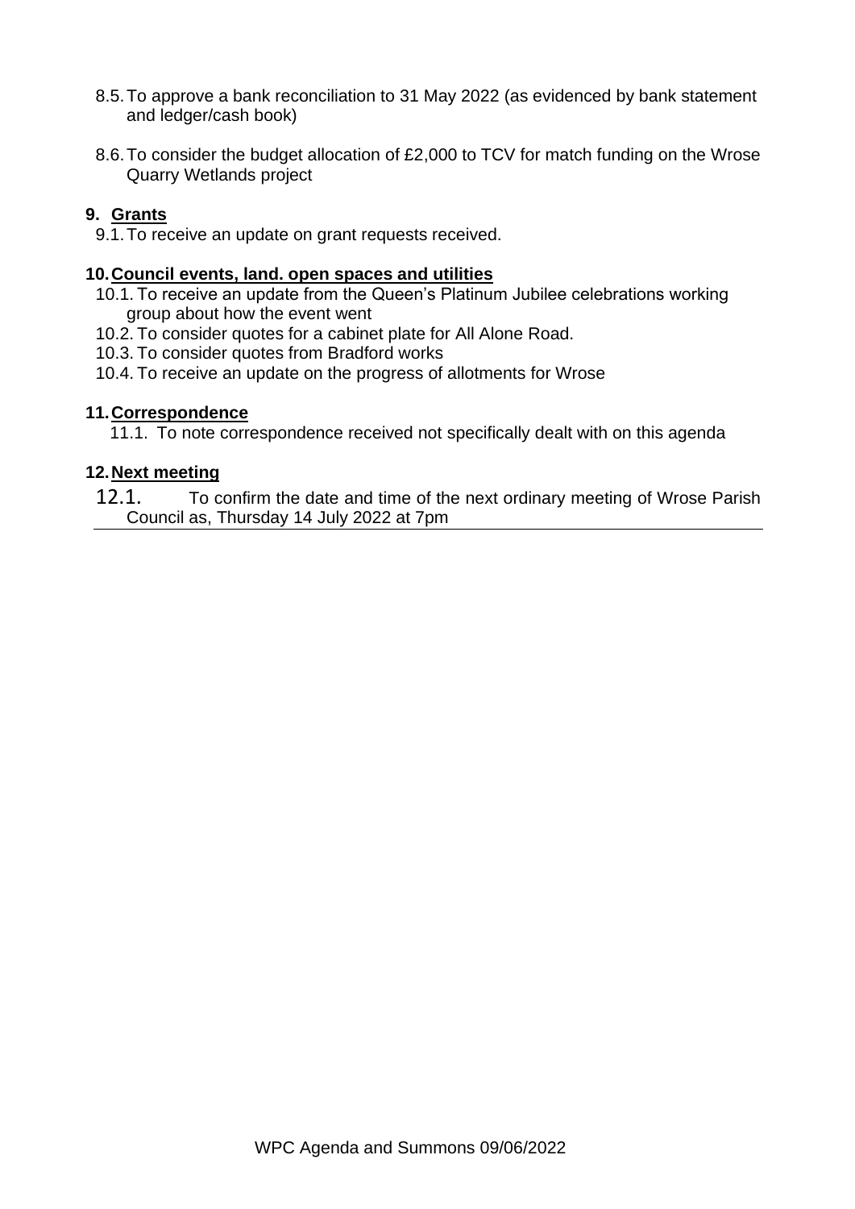8.5. To approve a bank reconciliation to 31 May 2022 (as evidenced by bank statement and ledger/cash book)

8.6. To consider the budget allocation of £2,000 to TCV for match funding on the Wrose Quarry Wetlands project

**9. Grants**

9.1. To receive an update on grant requests received.

**10. Council events, land. open spaces and utilities**

10.1. To receive an update from the Queen's Platinum Jubilee celebrations working group about how the event went

10.2. To consider quotes for a cabinet plate for All Alone Road.

10.3. To consider quotes from Bradford works

10.4. To receive an update on the progress of allotments for Wrose

**11. Correspondence**

11.1. To note correspondence received not specifically dealt with on this agenda

**12. Next meeting**

12.1. To confirm the date and time of the next ordinary meeting of Wrose Parish Council as, Thursday 14 July 2022 at 7pm